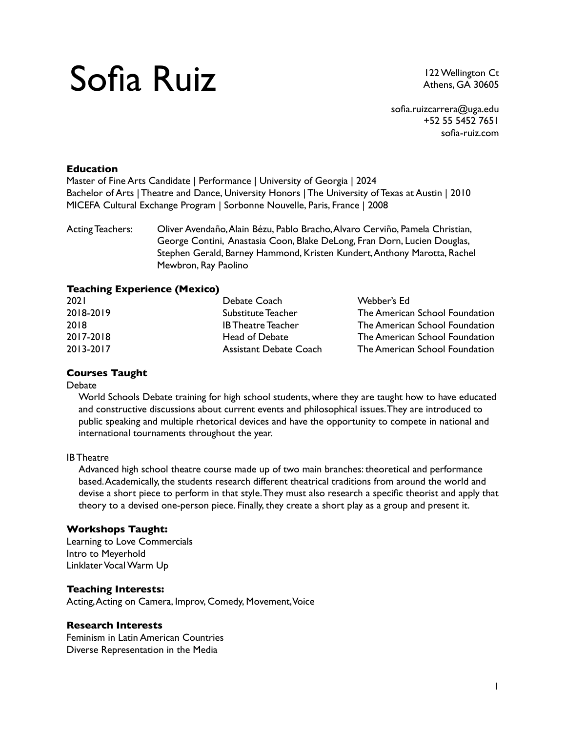# Sofia Ruiz

122 Wellington Ct
Athens, GA 30605

sofia.ruizcarrera@uga.edu
+52 55 5452 7651
sofia-ruiz.com

### Education

Master of Fine Arts Candidate | Performance | University of Georgia | 2024
Bachelor of Arts | Theatre and Dance, University Honors | The University of Texas at Austin | 2010
MICEFA Cultural Exchange Program | Sorbonne Nouvelle, Paris, France | 2008

Acting Teachers: Oliver Avendaño, Alain Bézu, Pablo Bracho, Alvaro Cerviño, Pamela Christian, George Contini, Anastasia Coon, Blake DeLong, Fran Dorn, Lucien Douglas, Stephen Gerald, Barney Hammond, Kristen Kundert, Anthony Marotta, Rachel Mewbron, Ray Paolino

### Teaching Experience (Mexico)

| | | |
|---|---|---|
| 2021 | Debate Coach | Webber's Ed |
| 2018-2019 | Substitute Teacher | The American School Foundation |
| 2018 | IB Theatre Teacher | The American School Foundation |
| 2017-2018 | Head of Debate | The American School Foundation |
| 2013-2017 | Assistant Debate Coach | The American School Foundation |

### Courses Taught

Debate

World Schools Debate training for high school students, where they are taught how to have educated and constructive discussions about current events and philosophical issues. They are introduced to public speaking and multiple rhetorical devices and have the opportunity to compete in national and international tournaments throughout the year.

IB Theatre

Advanced high school theatre course made up of two main branches: theoretical and performance based. Academically, the students research different theatrical traditions from around the world and devise a short piece to perform in that style. They must also research a specific theorist and apply that theory to a devised one-person piece. Finally, they create a short play as a group and present it.

### Workshops Taught:

Learning to Love Commercials
Intro to Meyerhold
Linklater Vocal Warm Up

### Teaching Interests:

Acting, Acting on Camera, Improv, Comedy, Movement, Voice

### Research Interests

Feminism in Latin American Countries
Diverse Representation in the Media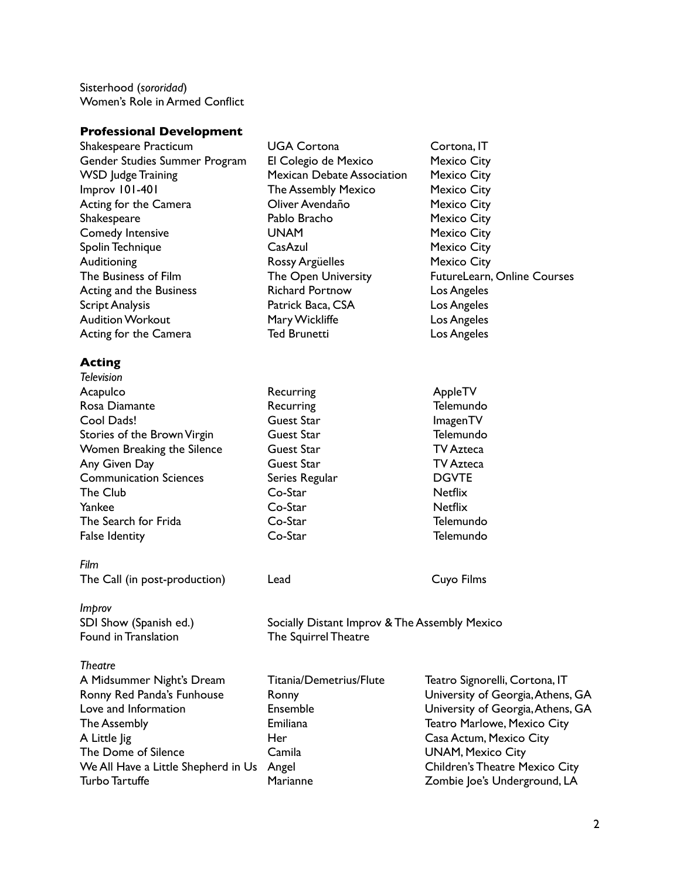Sisterhood (*sororidad*)
Women's Role in Armed Conflict

## Professional Development

| | | |
|---|---|---|
| Shakespeare Practicum | UGA Cortona | Cortona, IT |
| Gender Studies Summer Program | El Colegio de Mexico | Mexico City |
| WSD Judge Training | Mexican Debate Association | Mexico City |
| Improv 101-401 | The Assembly Mexico | Mexico City |
| Acting for the Camera | Oliver Avendaño | Mexico City |
| Shakespeare | Pablo Bracho | Mexico City |
| Comedy Intensive | UNAM | Mexico City |
| Spolin Technique | CasAzul | Mexico City |
| Auditioning | Rossy Argüelles | Mexico City |
| The Business of Film | The Open University | FutureLearn, Online Courses |
| Acting and the Business | Richard Portnow | Los Angeles |
| Script Analysis | Patrick Baca, CSA | Los Angeles |
| Audition Workout | Mary Wickliffe | Los Angeles |
| Acting for the Camera | Ted Brunetti | Los Angeles |

## Acting

*Television*

| | | |
|---|---|---|
| Acapulco | Recurring | AppleTV |
| Rosa Diamante | Recurring | Telemundo |
| Cool Dads! | Guest Star | ImagenTV |
| Stories of the Brown Virgin | Guest Star | Telemundo |
| Women Breaking the Silence | Guest Star | TV Azteca |
| Any Given Day | Guest Star | TV Azteca |
| Communication Sciences | Series Regular | DGVTE |
| The Club | Co-Star | Netflix |
| Yankee | Co-Star | Netflix |
| The Search for Frida | Co-Star | Telemundo |
| False Identity | Co-Star | Telemundo |

*Film*

| | | |
|---|---|---|
| The Call (in post-production) | Lead | Cuyo Films |

*Improv*

| | |
|---|---|
| SDI Show (Spanish ed.) | Socially Distant Improv & The Assembly Mexico |
| Found in Translation | The Squirrel Theatre |

*Theatre*

| | | |
|---|---|---|
| A Midsummer Night's Dream | Titania/Demetrius/Flute | Teatro Signorelli, Cortona, IT |
| Ronny Red Panda's Funhouse | Ronny | University of Georgia, Athens, GA |
| Love and Information | Ensemble | University of Georgia, Athens, GA |
| The Assembly | Emiliana | Teatro Marlowe, Mexico City |
| A Little Jig | Her | Casa Actum, Mexico City |
| The Dome of Silence | Camila | UNAM, Mexico City |
| We All Have a Little Shepherd in Us | Angel | Children's Theatre Mexico City |
| Turbo Tartuffe | Marianne | Zombie Joe's Underground, LA |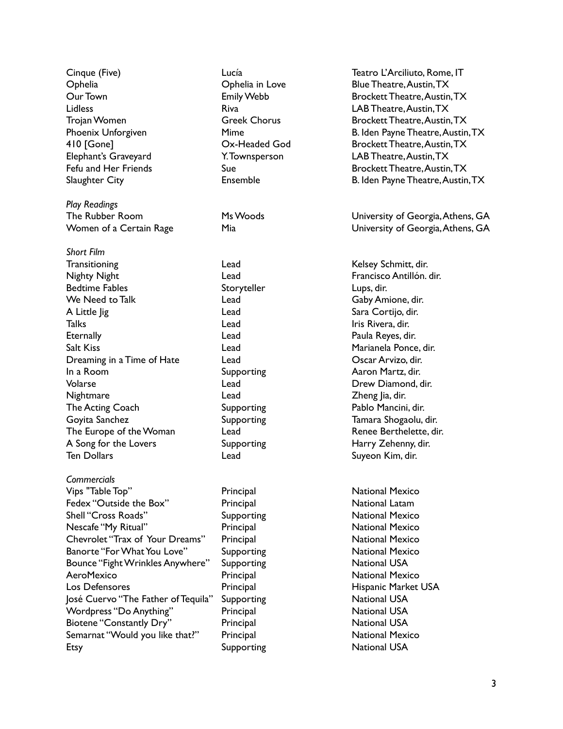| | | |
|---|---|---|
| Cinque (Five) | Lucía | Teatro L'Arciliuto, Rome, IT |
| Ophelia | Ophelia in Love | Blue Theatre, Austin, TX |
| Our Town | Emily Webb | Brockett Theatre, Austin, TX |
| Lidless | Riva | LAB Theatre, Austin, TX |
| Trojan Women | Greek Chorus | Brockett Theatre, Austin, TX |
| Phoenix Unforgiven | Mime | B. Iden Payne Theatre, Austin, TX |
| 410 [Gone] | Ox-Headed God | Brockett Theatre, Austin, TX |
| Elephant's Graveyard | Y. Townsperson | LAB Theatre, Austin, TX |
| Fefu and Her Friends | Sue | Brockett Theatre, Austin, TX |
| Slaughter City | Ensemble | B. Iden Payne Theatre, Austin, TX |

*Play Readings*

| | | |
|---|---|---|
| The Rubber Room | Ms Woods | University of Georgia, Athens, GA |
| Women of a Certain Rage | Mia | University of Georgia, Athens, GA |

*Short Film*

| | | |
|---|---|---|
| Transitioning | Lead | Kelsey Schmitt, dir. |
| Nighty Night | Lead | Francisco Antillón. dir. |
| Bedtime Fables | Storyteller | Lups, dir. |
| We Need to Talk | Lead | Gaby Amione, dir. |
| A Little Jig | Lead | Sara Cortijo, dir. |
| Talks | Lead | Iris Rivera, dir. |
| Eternally | Lead | Paula Reyes, dir. |
| Salt Kiss | Lead | Marianela Ponce, dir. |
| Dreaming in a Time of Hate | Lead | Oscar Arvizo, dir. |
| In a Room | Supporting | Aaron Martz, dir. |
| Volarse | Lead | Drew Diamond, dir. |
| Nightmare | Lead | Zheng Jia, dir. |
| The Acting Coach | Supporting | Pablo Mancini, dir. |
| Goyita Sanchez | Supporting | Tamara Shogaolu, dir. |
| The Europe of the Woman | Lead | Renee Berthelette, dir. |
| A Song for the Lovers | Supporting | Harry Zehenny, dir. |
| Ten Dollars | Lead | Suyeon Kim, dir. |

*Commercials*

| | | |
|---|---|---|
| Vips "Table Top" | Principal | National Mexico |
| Fedex "Outside the Box" | Principal | National Latam |
| Shell "Cross Roads" | Supporting | National Mexico |
| Nescafe "My Ritual" | Principal | National Mexico |
| Chevrolet "Trax of Your Dreams" | Principal | National Mexico |
| Banorte "For What You Love" | Supporting | National Mexico |
| Bounce "Fight Wrinkles Anywhere" | Supporting | National USA |
| AeroMexico | Principal | National Mexico |
| Los Defensores | Principal | Hispanic Market USA |
| José Cuervo "The Father of Tequila" | Supporting | National USA |
| Wordpress "Do Anything" | Principal | National USA |
| Biotene "Constantly Dry" | Principal | National USA |
| Semarnat "Would you like that?" | Principal | National Mexico |
| Etsy | Supporting | National USA |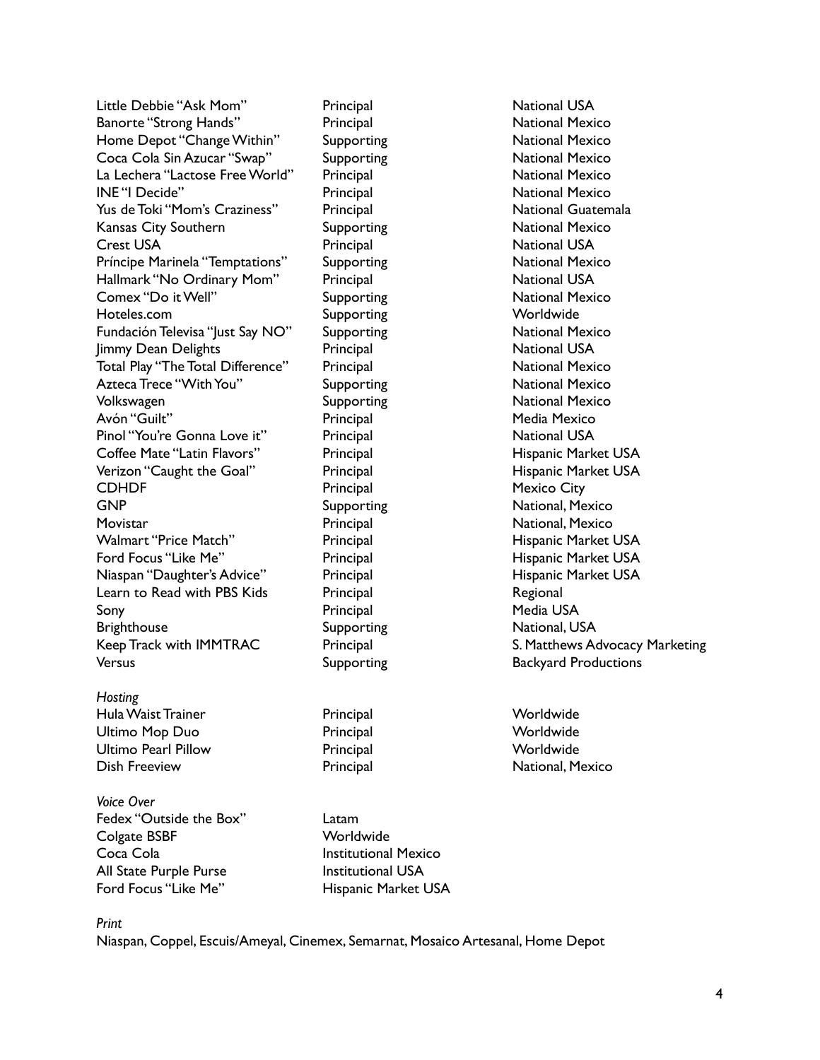| | | |
|---|---|---|
| Little Debbie "Ask Mom" | Principal | National USA |
| Banorte "Strong Hands" | Principal | National Mexico |
| Home Depot "Change Within" | Supporting | National Mexico |
| Coca Cola Sin Azucar "Swap" | Supporting | National Mexico |
| La Lechera "Lactose Free World" | Principal | National Mexico |
| INE "I Decide" | Principal | National Mexico |
| Yus de Toki "Mom's Craziness" | Principal | National Guatemala |
| Kansas City Southern | Supporting | National Mexico |
| Crest USA | Principal | National USA |
| Príncipe Marinela "Temptations" | Supporting | National Mexico |
| Hallmark "No Ordinary Mom" | Principal | National USA |
| Comex "Do it Well" | Supporting | National Mexico |
| Hoteles.com | Supporting | Worldwide |
| Fundación Televisa "Just Say NO" | Supporting | National Mexico |
| Jimmy Dean Delights | Principal | National USA |
| Total Play "The Total Difference" | Principal | National Mexico |
| Azteca Trece "With You" | Supporting | National Mexico |
| Volkswagen | Supporting | National Mexico |
| Avón "Guilt" | Principal | Media Mexico |
| Pinol "You're Gonna Love it" | Principal | National USA |
| Coffee Mate "Latin Flavors" | Principal | Hispanic Market USA |
| Verizon "Caught the Goal" | Principal | Hispanic Market USA |
| CDHDF | Principal | Mexico City |
| GNP | Supporting | National, Mexico |
| Movistar | Principal | National, Mexico |
| Walmart "Price Match" | Principal | Hispanic Market USA |
| Ford Focus "Like Me" | Principal | Hispanic Market USA |
| Niaspan "Daughter's Advice" | Principal | Hispanic Market USA |
| Learn to Read with PBS Kids | Principal | Regional |
| Sony | Principal | Media USA |
| Brighthouse | Supporting | National, USA |
| Keep Track with IMMTRAC | Principal | S. Matthews Advocacy Marketing |
| Versus | Supporting | Backyard Productions |

*Hosting*

| | | |
|---|---|---|
| Hula Waist Trainer | Principal | Worldwide |
| Ultimo Mop Duo | Principal | Worldwide |
| Ultimo Pearl Pillow | Principal | Worldwide |
| Dish Freeview | Principal | National, Mexico |

*Voice Over*

| | |
|---|---|
| Fedex "Outside the Box" | Latam |
| Colgate BSBF | Worldwide |
| Coca Cola | Institutional Mexico |
| All State Purple Purse | Institutional USA |
| Ford Focus "Like Me" | Hispanic Market USA |

*Print*

Niaspan, Coppel, Escuis/Ameyal, Cinemex, Semarnat, Mosaico Artesanal, Home Depot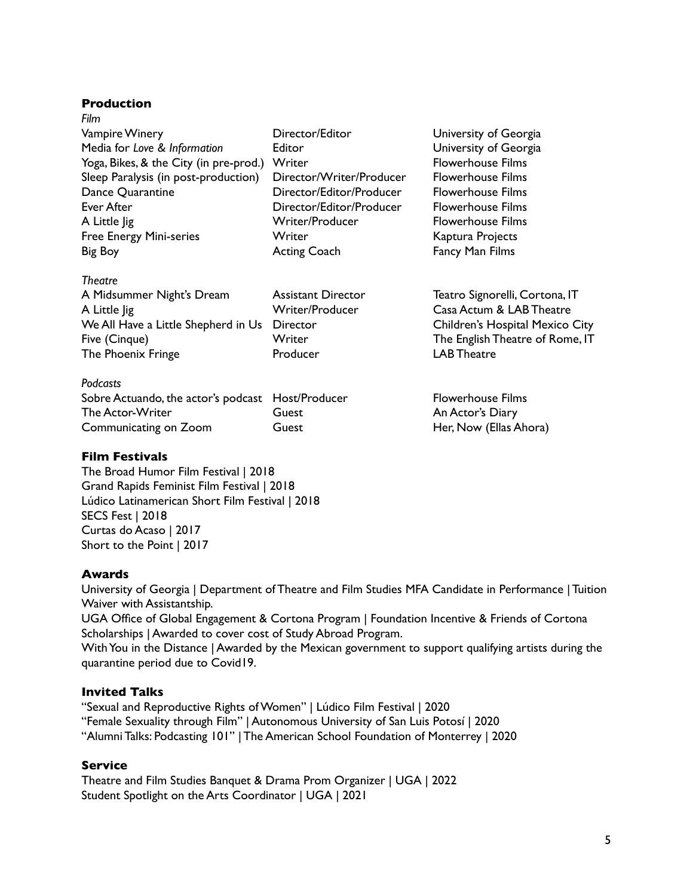## Production

*Film*

| | | |
|---|---|---|
| Vampire Winery | Director/Editor | University of Georgia |
| Media for *Love & Information* | Editor | University of Georgia |
| Yoga, Bikes, & the City (in pre-prod.) | Writer | Flowerhouse Films |
| Sleep Paralysis (in post-production) | Director/Writer/Producer | Flowerhouse Films |
| Dance Quarantine | Director/Editor/Producer | Flowerhouse Films |
| Ever After | Director/Editor/Producer | Flowerhouse Films |
| A Little Jig | Writer/Producer | Flowerhouse Films |
| Free Energy Mini-series | Writer | Kaptura Projects |
| Big Boy | Acting Coach | Fancy Man Films |

*Theatre*

| | | |
|---|---|---|
| A Midsummer Night's Dream | Assistant Director | Teatro Signorelli, Cortona, IT |
| A Little Jig | Writer/Producer | Casa Actum & LAB Theatre |
| We All Have a Little Shepherd in Us | Director | Children's Hospital Mexico City |
| Five (Cinque) | Writer | The English Theatre of Rome, IT |
| The Phoenix Fringe | Producer | LAB Theatre |

*Podcasts*

| | | |
|---|---|---|
| Sobre Actuando, the actor's podcast | Host/Producer | Flowerhouse Films |
| The Actor-Writer | Guest | An Actor's Diary |
| Communicating on Zoom | Guest | Her, Now (Ellas Ahora) |

## Film Festivals

The Broad Humor Film Festival | 2018
Grand Rapids Feminist Film Festival | 2018
Lúdico Latinamerican Short Film Festival | 2018
SECS Fest | 2018
Curtas do Acaso | 2017
Short to the Point | 2017

## Awards

University of Georgia | Department of Theatre and Film Studies MFA Candidate in Performance | Tuition Waiver with Assistantship.
UGA Office of Global Engagement & Cortona Program | Foundation Incentive & Friends of Cortona Scholarships | Awarded to cover cost of Study Abroad Program.
With You in the Distance | Awarded by the Mexican government to support qualifying artists during the quarantine period due to Covid19.

## Invited Talks

"Sexual and Reproductive Rights of Women" | Lúdico Film Festival | 2020
"Female Sexuality through Film" | Autonomous University of San Luis Potosí | 2020
"Alumni Talks: Podcasting 101" | The American School Foundation of Monterrey | 2020

## Service

Theatre and Film Studies Banquet & Drama Prom Organizer | UGA | 2022
Student Spotlight on the Arts Coordinator | UGA | 2021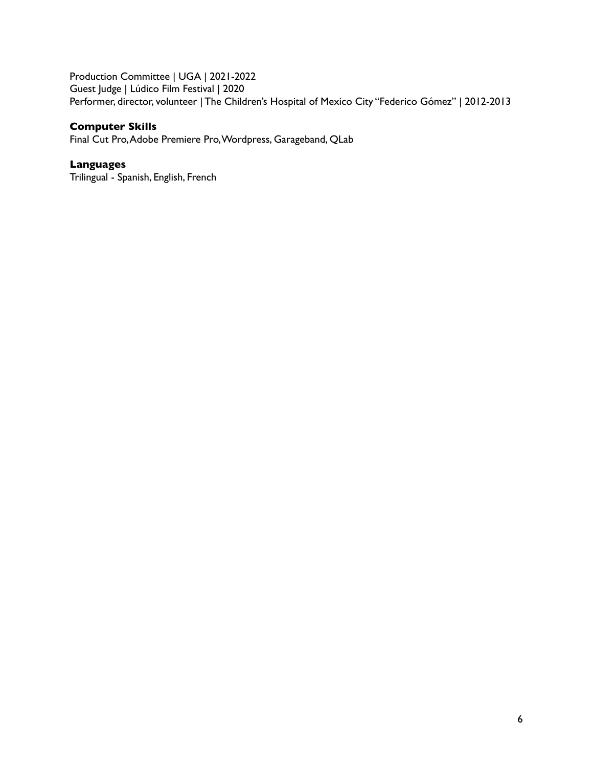Production Committee | UGA | 2021-2022
Guest Judge | Lúdico Film Festival | 2020
Performer, director, volunteer | The Children's Hospital of Mexico City "Federico Gómez" | 2012-2013

**Computer Skills**

Final Cut Pro, Adobe Premiere Pro, Wordpress, Garageband, QLab

**Languages**

Trilingual - Spanish, English, French